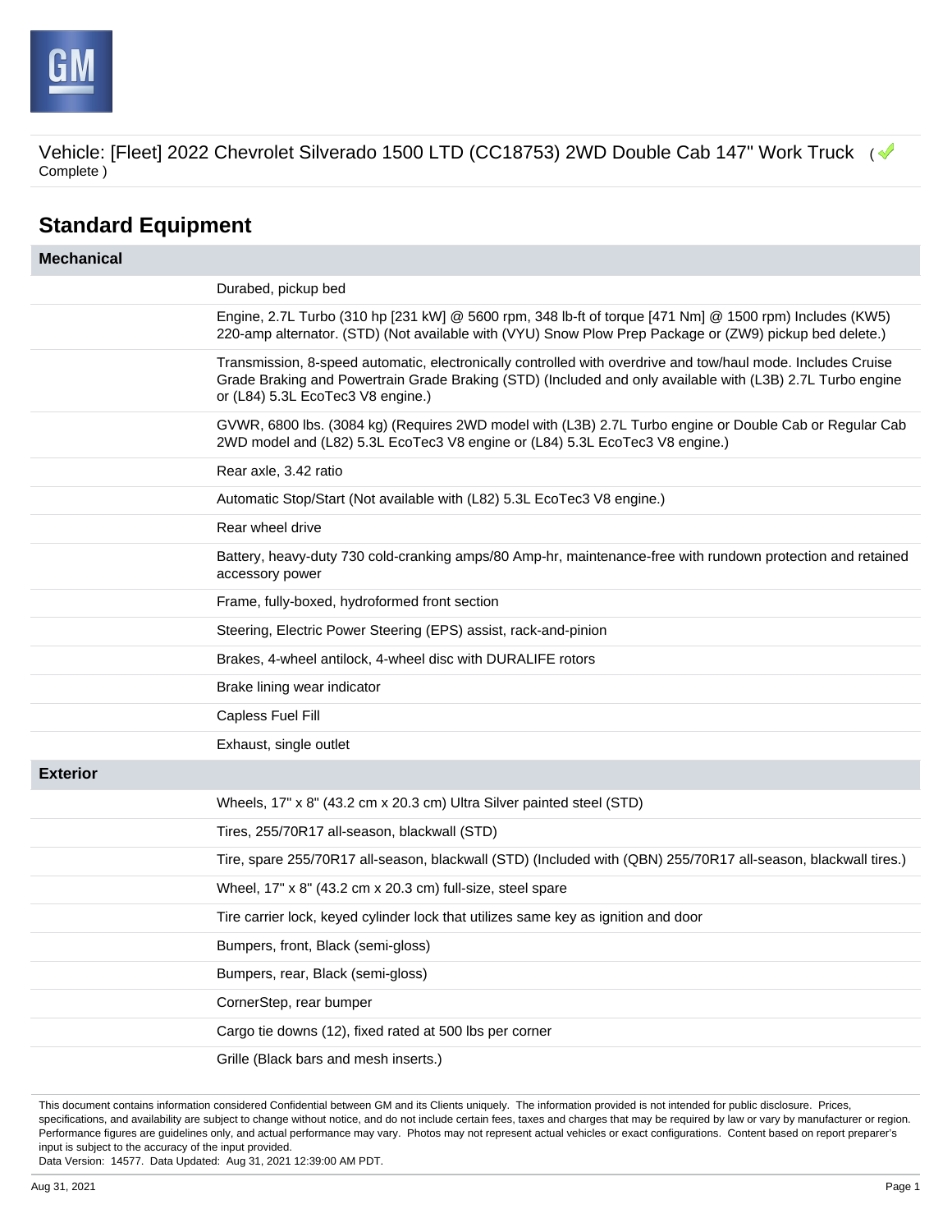Vehicle: [Fleet] 2022 Chevrolet Silverado 1500 LTD (CC18753) 2WD Double Cab 147" Work Truck ( Complete )

## Standard Equipment

| Mechanical | |
|---|---|
| | Durabed, pickup bed |
| | Engine, 2.7L Turbo (310 hp [231 kW] @ 5600 rpm, 348 lb-ft of torque [471 Nm] @ 1500 rpm) Includes (KW5) 220-amp alternator. (STD) (Not available with (VYU) Snow Plow Prep Package or (ZW9) pickup bed delete.) |
| | Transmission, 8-speed automatic, electronically controlled with overdrive and tow/haul mode. Includes Cruise Grade Braking and Powertrain Grade Braking (STD) (Included and only available with (L3B) 2.7L Turbo engine or (L84) 5.3L EcoTec3 V8 engine.) |
| | GVWR, 6800 lbs. (3084 kg) (Requires 2WD model with (L3B) 2.7L Turbo engine or Double Cab or Regular Cab 2WD model and (L82) 5.3L EcoTec3 V8 engine or (L84) 5.3L EcoTec3 V8 engine.) |
| | Rear axle, 3.42 ratio |
| | Automatic Stop/Start (Not available with (L82) 5.3L EcoTec3 V8 engine.) |
| | Rear wheel drive |
| | Battery, heavy-duty 730 cold-cranking amps/80 Amp-hr, maintenance-free with rundown protection and retained accessory power |
| | Frame, fully-boxed, hydroformed front section |
| | Steering, Electric Power Steering (EPS) assist, rack-and-pinion |
| | Brakes, 4-wheel antilock, 4-wheel disc with DURALIFE rotors |
| | Brake lining wear indicator |
| | Capless Fuel Fill |
| | Exhaust, single outlet |
| **Exterior** | |
| | Wheels, 17" x 8" (43.2 cm x 20.3 cm) Ultra Silver painted steel (STD) |
| | Tires, 255/70R17 all-season, blackwall (STD) |
| | Tire, spare 255/70R17 all-season, blackwall (STD) (Included with (QBN) 255/70R17 all-season, blackwall tires.) |
| | Wheel, 17" x 8" (43.2 cm x 20.3 cm) full-size, steel spare |
| | Tire carrier lock, keyed cylinder lock that utilizes same key as ignition and door |
| | Bumpers, front, Black (semi-gloss) |
| | Bumpers, rear, Black (semi-gloss) |
| | CornerStep, rear bumper |
| | Cargo tie downs (12), fixed rated at 500 lbs per corner |
| | Grille (Black bars and mesh inserts.) |

This document contains information considered Confidential between GM and its Clients uniquely. The information provided is not intended for public disclosure. Prices, specifications, and availability are subject to change without notice, and do not include certain fees, taxes and charges that may be required by law or vary by manufacturer or region. Performance figures are guidelines only, and actual performance may vary. Photos may not represent actual vehicles or exact configurations. Content based on report preparer's input is subject to the accuracy of the input provided.
Data Version: 14577. Data Updated: Aug 31, 2021 12:39:00 AM PDT.

Aug 31, 2021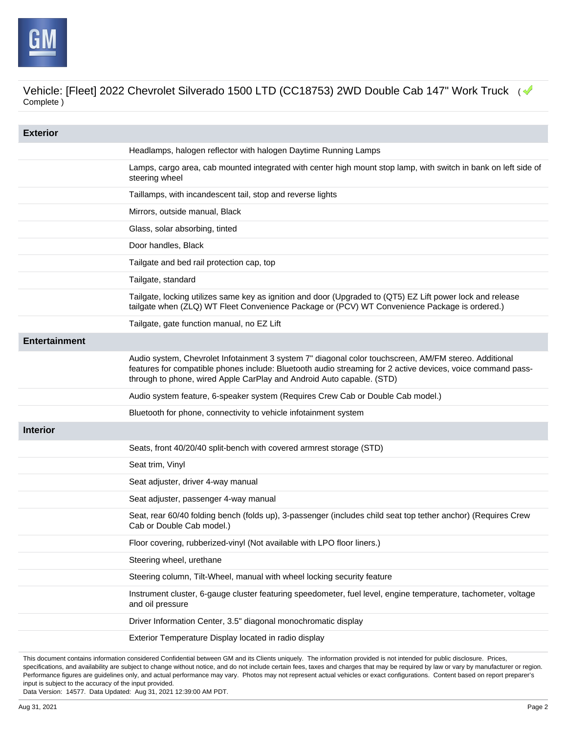Vehicle: [Fleet] 2022 Chevrolet Silverado 1500 LTD (CC18753) 2WD Double Cab 147" Work Truck ( Complete )

## Exterior

- Headlamps, halogen reflector with halogen Daytime Running Lamps
- Lamps, cargo area, cab mounted integrated with center high mount stop lamp, with switch in bank on left side of steering wheel
- Taillamps, with incandescent tail, stop and reverse lights
- Mirrors, outside manual, Black
- Glass, solar absorbing, tinted
- Door handles, Black
- Tailgate and bed rail protection cap, top
- Tailgate, standard
- Tailgate, locking utilizes same key as ignition and door (Upgraded to (QT5) EZ Lift power lock and release tailgate when (ZLQ) WT Fleet Convenience Package or (PCV) WT Convenience Package is ordered.)
- Tailgate, gate function manual, no EZ Lift

## Entertainment

- Audio system, Chevrolet Infotainment 3 system 7" diagonal color touchscreen, AM/FM stereo. Additional features for compatible phones include: Bluetooth audio streaming for 2 active devices, voice command pass-through to phone, wired Apple CarPlay and Android Auto capable. (STD)
- Audio system feature, 6-speaker system (Requires Crew Cab or Double Cab model.)
- Bluetooth for phone, connectivity to vehicle infotainment system

## Interior

- Seats, front 40/20/40 split-bench with covered armrest storage (STD)
- Seat trim, Vinyl
- Seat adjuster, driver 4-way manual
- Seat adjuster, passenger 4-way manual
- Seat, rear 60/40 folding bench (folds up), 3-passenger (includes child seat top tether anchor) (Requires Crew Cab or Double Cab model.)
- Floor covering, rubberized-vinyl (Not available with LPO floor liners.)
- Steering wheel, urethane
- Steering column, Tilt-Wheel, manual with wheel locking security feature
- Instrument cluster, 6-gauge cluster featuring speedometer, fuel level, engine temperature, tachometer, voltage and oil pressure
- Driver Information Center, 3.5" diagonal monochromatic display
- Exterior Temperature Display located in radio display

This document contains information considered Confidential between GM and its Clients uniquely. The information provided is not intended for public disclosure. Prices, specifications, and availability are subject to change without notice, and do not include certain fees, taxes and charges that may be required by law or vary by manufacturer or region. Performance figures are guidelines only, and actual performance may vary. Photos may not represent actual vehicles or exact configurations. Content based on report preparer's input is subject to the accuracy of the input provided.
Data Version: 14577. Data Updated: Aug 31, 2021 12:39:00 AM PDT.

Aug 31, 2021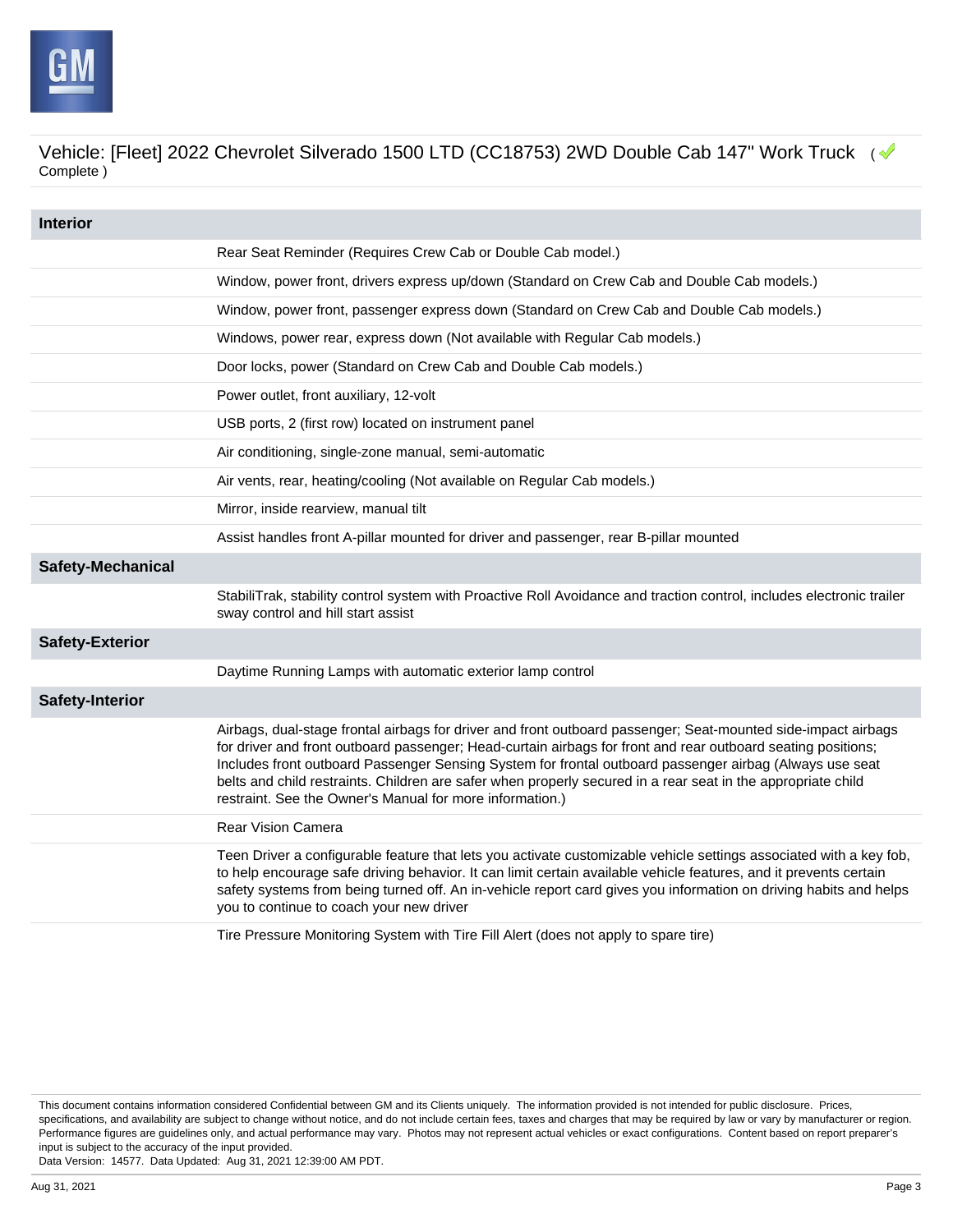Vehicle: [Fleet] 2022 Chevrolet Silverado 1500 LTD (CC18753) 2WD Double Cab 147" Work Truck ( Complete )

## Interior

- Rear Seat Reminder (Requires Crew Cab or Double Cab model.)
- Window, power front, drivers express up/down (Standard on Crew Cab and Double Cab models.)
- Window, power front, passenger express down (Standard on Crew Cab and Double Cab models.)
- Windows, power rear, express down (Not available with Regular Cab models.)
- Door locks, power (Standard on Crew Cab and Double Cab models.)
- Power outlet, front auxiliary, 12-volt
- USB ports, 2 (first row) located on instrument panel
- Air conditioning, single-zone manual, semi-automatic
- Air vents, rear, heating/cooling (Not available on Regular Cab models.)
- Mirror, inside rearview, manual tilt
- Assist handles front A-pillar mounted for driver and passenger, rear B-pillar mounted

## Safety-Mechanical

- StabiliTrak, stability control system with Proactive Roll Avoidance and traction control, includes electronic trailer sway control and hill start assist

## Safety-Exterior

- Daytime Running Lamps with automatic exterior lamp control

## Safety-Interior

- Airbags, dual-stage frontal airbags for driver and front outboard passenger; Seat-mounted side-impact airbags for driver and front outboard passenger; Head-curtain airbags for front and rear outboard seating positions; Includes front outboard Passenger Sensing System for frontal outboard passenger airbag (Always use seat belts and child restraints. Children are safer when properly secured in a rear seat in the appropriate child restraint. See the Owner's Manual for more information.)
- Rear Vision Camera
- Teen Driver a configurable feature that lets you activate customizable vehicle settings associated with a key fob, to help encourage safe driving behavior. It can limit certain available vehicle features, and it prevents certain safety systems from being turned off. An in-vehicle report card gives you information on driving habits and helps you to continue to coach your new driver
- Tire Pressure Monitoring System with Tire Fill Alert (does not apply to spare tire)

This document contains information considered Confidential between GM and its Clients uniquely. The information provided is not intended for public disclosure. Prices, specifications, and availability are subject to change without notice, and do not include certain fees, taxes and charges that may be required by law or vary by manufacturer or region. Performance figures are guidelines only, and actual performance may vary. Photos may not represent actual vehicles or exact configurations. Content based on report preparer's input is subject to the accuracy of the input provided.
Data Version: 14577. Data Updated: Aug 31, 2021 12:39:00 AM PDT.

Aug 31, 2021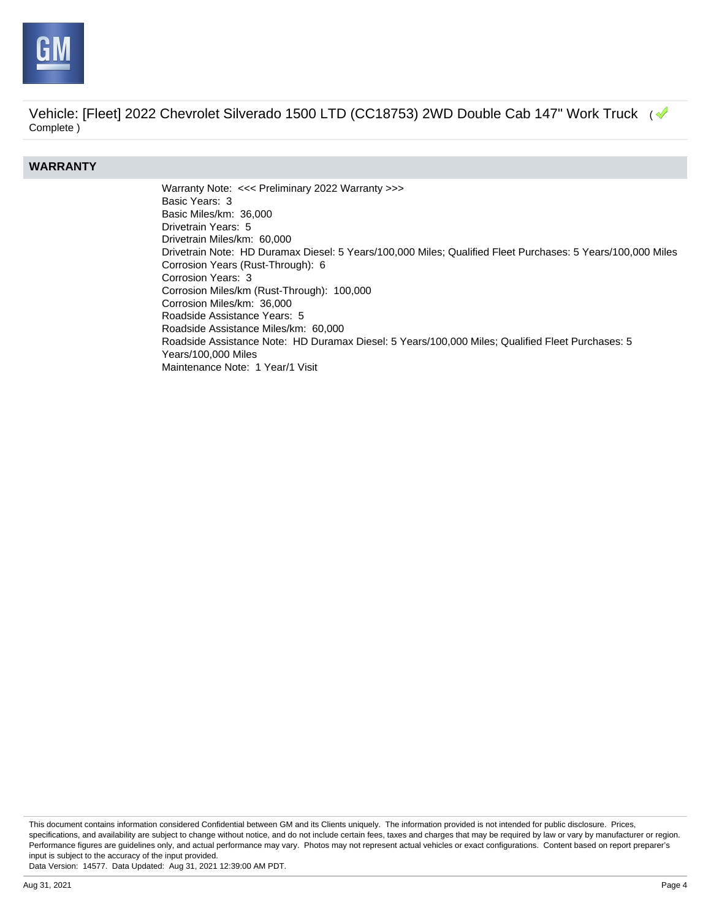Vehicle: [Fleet] 2022 Chevrolet Silverado 1500 LTD (CC18753) 2WD Double Cab 147" Work Truck ( Complete )

## WARRANTY

Warranty Note: <<< Preliminary 2022 Warranty >>>
Basic Years: 3
Basic Miles/km: 36,000
Drivetrain Years: 5
Drivetrain Miles/km: 60,000
Drivetrain Note: HD Duramax Diesel: 5 Years/100,000 Miles; Qualified Fleet Purchases: 5 Years/100,000 Miles
Corrosion Years (Rust-Through): 6
Corrosion Years: 3
Corrosion Miles/km (Rust-Through): 100,000
Corrosion Miles/km: 36,000
Roadside Assistance Years: 5
Roadside Assistance Miles/km: 60,000
Roadside Assistance Note: HD Duramax Diesel: 5 Years/100,000 Miles; Qualified Fleet Purchases: 5 Years/100,000 Miles
Maintenance Note: 1 Year/1 Visit

This document contains information considered Confidential between GM and its Clients uniquely. The information provided is not intended for public disclosure. Prices, specifications, and availability are subject to change without notice, and do not include certain fees, taxes and charges that may be required by law or vary by manufacturer or region. Performance figures are guidelines only, and actual performance may vary. Photos may not represent actual vehicles or exact configurations. Content based on report preparer's input is subject to the accuracy of the input provided.
Data Version: 14577. Data Updated: Aug 31, 2021 12:39:00 AM PDT.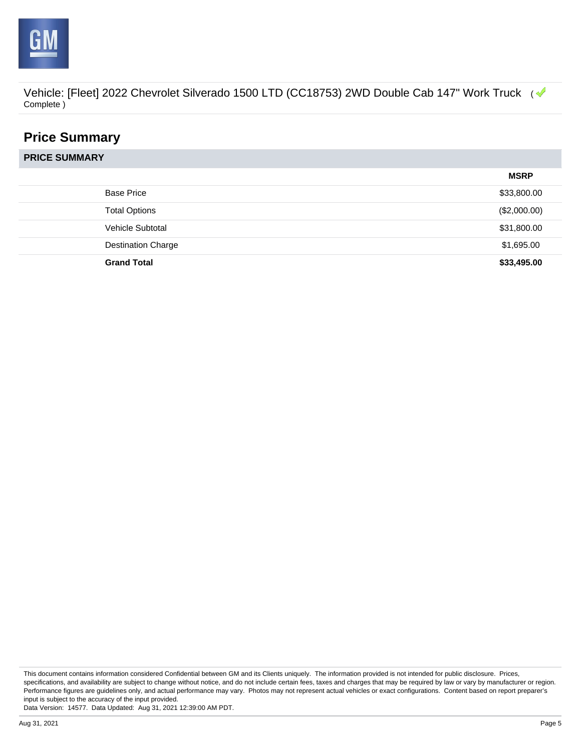Vehicle: [Fleet] 2022 Chevrolet Silverado 1500 LTD (CC18753) 2WD Double Cab 147" Work Truck ( Complete )

## Price Summary

| PRICE SUMMARY | MSRP |
|---|---|
| Base Price | $33,800.00 |
| Total Options | ($2,000.00) |
| Vehicle Subtotal | $31,800.00 |
| Destination Charge | $1,695.00 |
| **Grand Total** | **$33,495.00** |

This document contains information considered Confidential between GM and its Clients uniquely. The information provided is not intended for public disclosure. Prices, specifications, and availability are subject to change without notice, and do not include certain fees, taxes and charges that may be required by law or vary by manufacturer or region. Performance figures are guidelines only, and actual performance may vary. Photos may not represent actual vehicles or exact configurations. Content based on report preparer's input is subject to the accuracy of the input provided.

Data Version: 14577. Data Updated: Aug 31, 2021 12:39:00 AM PDT.

Aug 31, 2021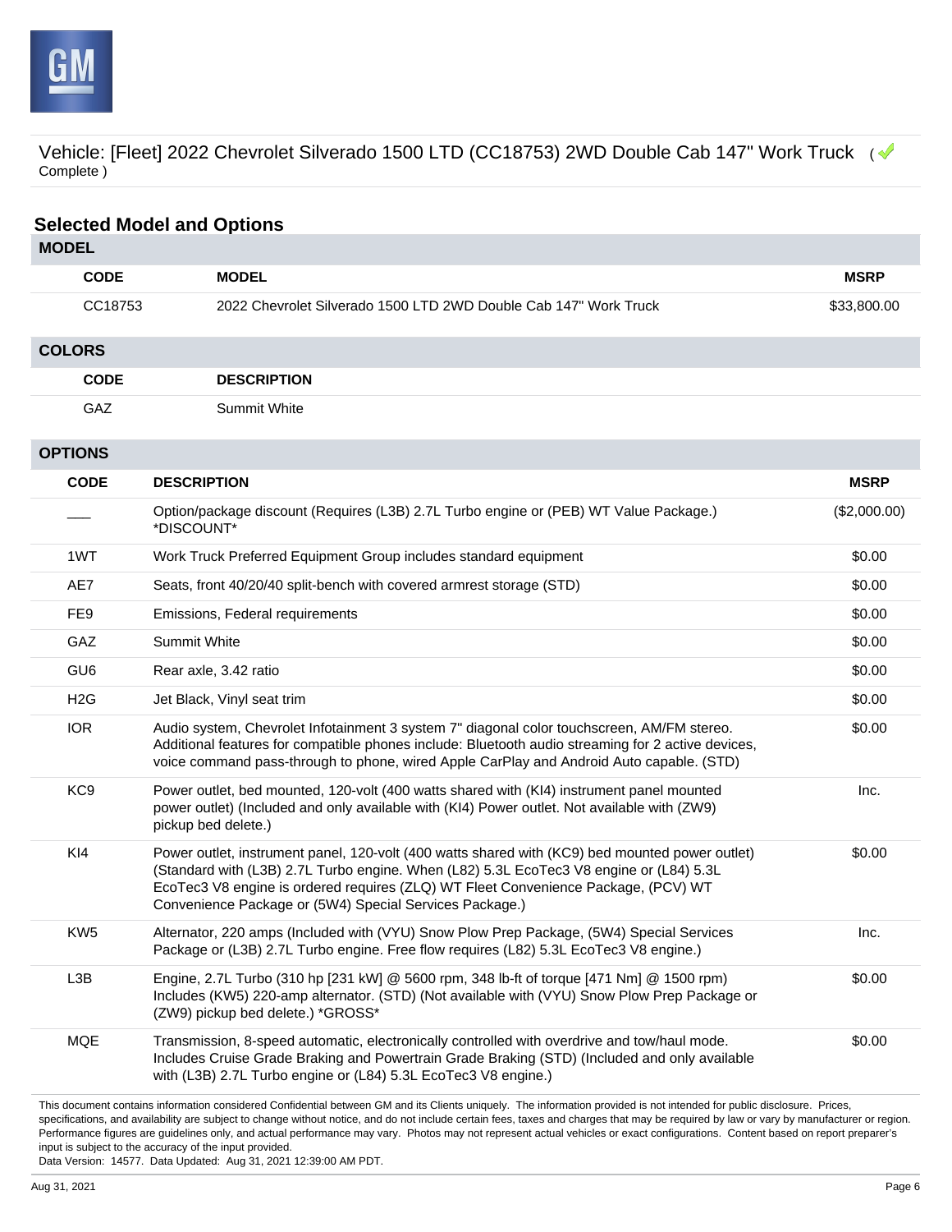Vehicle: [Fleet] 2022 Chevrolet Silverado 1500 LTD (CC18753) 2WD Double Cab 147" Work Truck ( Complete )

## Selected Model and Options

### MODEL

| CODE | MODEL | MSRP |
|---|---|---|
| CC18753 | 2022 Chevrolet Silverado 1500 LTD 2WD Double Cab 147" Work Truck | $33,800.00 |

### COLORS

| CODE | DESCRIPTION |
|---|---|
| GAZ | Summit White |

### OPTIONS

| CODE | DESCRIPTION | MSRP |
|---|---|---|
| ___ | Option/package discount (Requires (L3B) 2.7L Turbo engine or (PEB) WT Value Package.) *DISCOUNT* | ($2,000.00) |
| 1WT | Work Truck Preferred Equipment Group includes standard equipment | $0.00 |
| AE7 | Seats, front 40/20/40 split-bench with covered armrest storage (STD) | $0.00 |
| FE9 | Emissions, Federal requirements | $0.00 |
| GAZ | Summit White | $0.00 |
| GU6 | Rear axle, 3.42 ratio | $0.00 |
| H2G | Jet Black, Vinyl seat trim | $0.00 |
| IOR | Audio system, Chevrolet Infotainment 3 system 7" diagonal color touchscreen, AM/FM stereo. Additional features for compatible phones include: Bluetooth audio streaming for 2 active devices, voice command pass-through to phone, wired Apple CarPlay and Android Auto capable. (STD) | $0.00 |
| KC9 | Power outlet, bed mounted, 120-volt (400 watts shared with (KI4) instrument panel mounted power outlet) (Included and only available with (KI4) Power outlet. Not available with (ZW9) pickup bed delete.) | Inc. |
| KI4 | Power outlet, instrument panel, 120-volt (400 watts shared with (KC9) bed mounted power outlet) (Standard with (L3B) 2.7L Turbo engine. When (L82) 5.3L EcoTec3 V8 engine or (L84) 5.3L EcoTec3 V8 engine is ordered requires (ZLQ) WT Fleet Convenience Package, (PCV) WT Convenience Package or (5W4) Special Services Package.) | $0.00 |
| KW5 | Alternator, 220 amps (Included with (VYU) Snow Plow Prep Package, (5W4) Special Services Package or (L3B) 2.7L Turbo engine. Free flow requires (L82) 5.3L EcoTec3 V8 engine.) | Inc. |
| L3B | Engine, 2.7L Turbo (310 hp [231 kW] @ 5600 rpm, 348 lb-ft of torque [471 Nm] @ 1500 rpm) Includes (KW5) 220-amp alternator. (STD) (Not available with (VYU) Snow Plow Prep Package or (ZW9) pickup bed delete.) *GROSS* | $0.00 |
| MQE | Transmission, 8-speed automatic, electronically controlled with overdrive and tow/haul mode. Includes Cruise Grade Braking and Powertrain Grade Braking (STD) (Included and only available with (L3B) 2.7L Turbo engine or (L84) 5.3L EcoTec3 V8 engine.) | $0.00 |

This document contains information considered Confidential between GM and its Clients uniquely. The information provided is not intended for public disclosure. Prices, specifications, and availability are subject to change without notice, and do not include certain fees, taxes and charges that may be required by law or vary by manufacturer or region. Performance figures are guidelines only, and actual performance may vary. Photos may not represent actual vehicles or exact configurations. Content based on report preparer's input is subject to the accuracy of the input provided.
Data Version: 14577. Data Updated: Aug 31, 2021 12:39:00 AM PDT.

Aug 31, 2021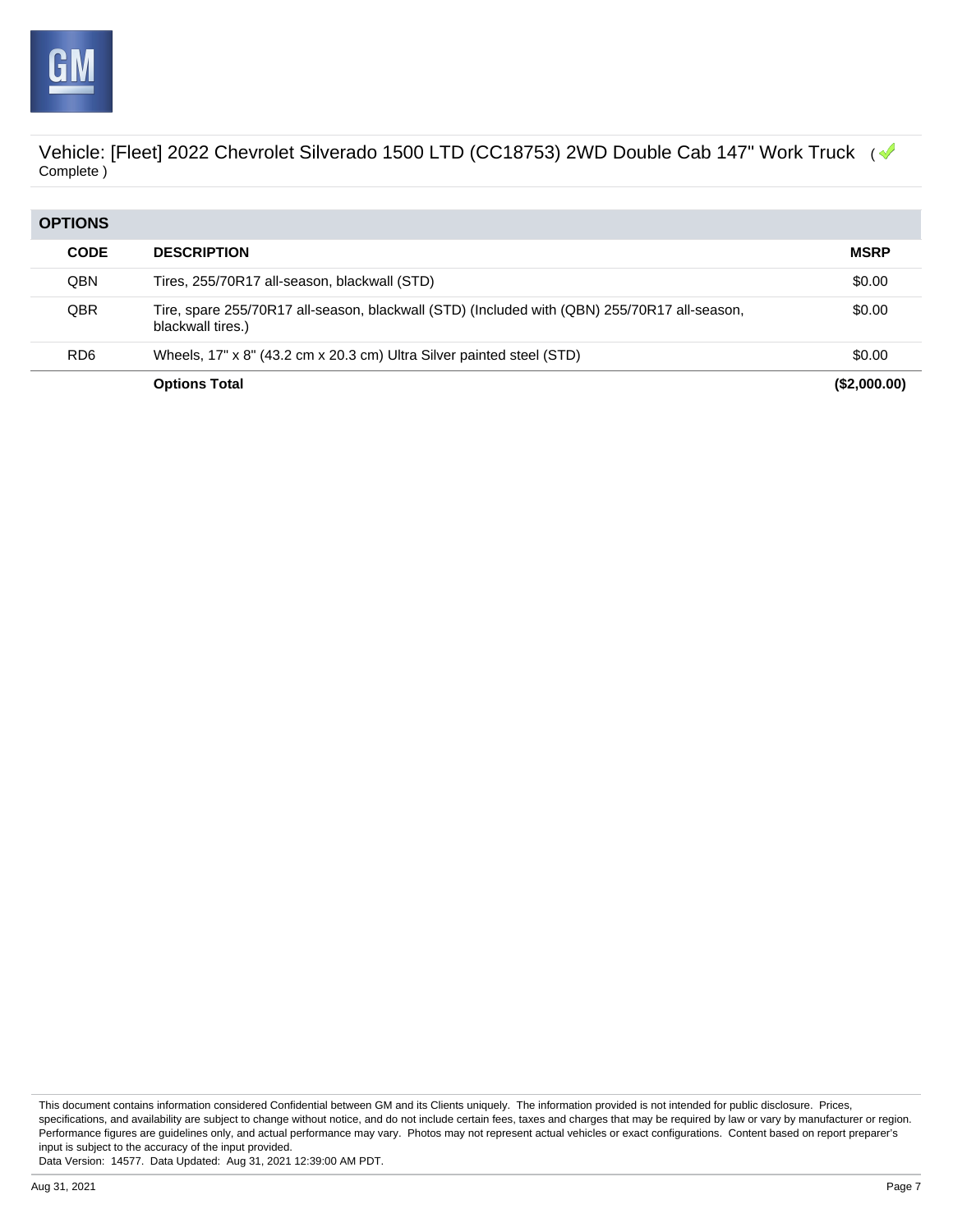Vehicle: [Fleet] 2022 Chevrolet Silverado 1500 LTD (CC18753) 2WD Double Cab 147" Work Truck ( Complete )

## OPTIONS

| CODE | DESCRIPTION | MSRP |
|---|---|---|
| QBN | Tires, 255/70R17 all-season, blackwall (STD) | $0.00 |
| QBR | Tire, spare 255/70R17 all-season, blackwall (STD) (Included with (QBN) 255/70R17 all-season, blackwall tires.) | $0.00 |
| RD6 | Wheels, 17" x 8" (43.2 cm x 20.3 cm) Ultra Silver painted steel (STD) | $0.00 |
| | **Options Total** | **($2,000.00)** |

This document contains information considered Confidential between GM and its Clients uniquely. The information provided is not intended for public disclosure. Prices, specifications, and availability are subject to change without notice, and do not include certain fees, taxes and charges that may be required by law or vary by manufacturer or region. Performance figures are guidelines only, and actual performance may vary. Photos may not represent actual vehicles or exact configurations. Content based on report preparer's input is subject to the accuracy of the input provided.
Data Version: 14577. Data Updated: Aug 31, 2021 12:39:00 AM PDT.